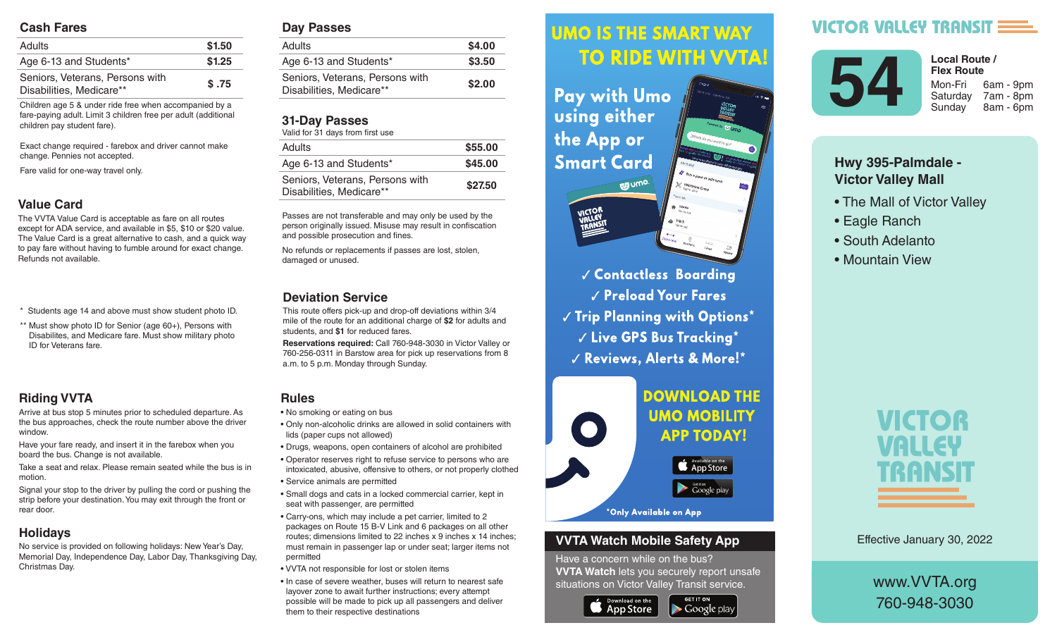## Cash Fares

| | |
|---|---|
| Adults | $1.50 |
| Age 6-13 and Students* | $1.25 |
| Seniors, Veterans, Persons with Disabilities, Medicare** | $ .75 |

Children age 5 & under ride free when accompanied by a fare-paying adult. Limit 3 children free per adult (additional children pay student fare).

Exact change required - farebox and driver cannot make change. Pennies not accepted.

Fare valid for one-way travel only.

## Value Card

The VVTA Value Card is acceptable as fare on all routes except for ADA service, and available in $5, $10 or $20 value. The Value Card is a great alternative to cash, and a quick way to pay fare without having to fumble around for exact change. Refunds not available.

\* Students age 14 and above must show student photo ID.

\*\* Must show photo ID for Senior (age 60+), Persons with Disabilites, and Medicare fare. Must show military photo ID for Veterans fare.

## Riding VVTA

Arrive at bus stop 5 minutes prior to scheduled departure. As the bus approaches, check the route number above the driver window.

Have your fare ready, and insert it in the farebox when you board the bus. Change is not available.

Take a seat and relax. Please remain seated while the bus is in motion.

Signal your stop to the driver by pulling the cord or pushing the strip before your destination. You may exit through the front or rear door.

## Holidays

No service is provided on following holidays: New Year's Day, Memorial Day, Independence Day, Labor Day, Thanksgiving Day, Christmas Day.

## Day Passes

| | |
|---|---|
| Adults | $4.00 |
| Age 6-13 and Students* | $3.50 |
| Seniors, Veterans, Persons with Disabilities, Medicare** | $2.00 |

## 31-Day Passes

Valid for 31 days from first use

| | |
|---|---|
| Adults | $55.00 |
| Age 6-13 and Students* | $45.00 |
| Seniors, Veterans, Persons with Disabilities, Medicare** | $27.50 |

Passes are not transferable and may only be used by the person originally issued. Misuse may result in confiscation and possible prosecution and fines.

No refunds or replacements if passes are lost, stolen, damaged or unused.

## Deviation Service

This route offers pick-up and drop-off deviations within 3/4 mile of the route for an additional charge of **$2** for adults and students, and **$1** for reduced fares.

**Reservations required:** Call 760-948-3030 in Victor Valley or 760-256-0311 in Barstow area for pick up reservations from 8 a.m. to 5 p.m. Monday through Sunday.

## Rules

- No smoking or eating on bus
- Only non-alcoholic drinks are allowed in solid containers with lids (paper cups not allowed)
- Drugs, weapons, open containers of alcohol are prohibited
- Operator reserves right to refuse service to persons who are intoxicated, abusive, offensive to others, or not properly clothed
- Service animals are permitted
- Small dogs and cats in a locked commercial carrier, kept in seat with passenger, are permitted
- Carry-ons, which may include a pet carrier, limited to 2 packages on Route 15 B-V Link and 6 packages on all other routes; dimensions limited to 22 inches x 9 inches x 14 inches; must remain in passenger lap or under seat; larger items not permitted
- VVTA not responsible for lost or stolen items
- In case of severe weather, buses will return to nearest safe layover zone to await further instructions; every attempt possible will be made to pick up all passengers and deliver them to their respective destinations

## UMO IS THE SMART WAY TO RIDE WITH VVTA!

**Pay with Umo using either the App or Smart Card**

- ✓ Contactless Boarding
- ✓ Preload Your Fares
- ✓ Trip Planning with Options*
- ✓ Live GPS Bus Tracking*
- ✓ Reviews, Alerts & More!*

**DOWNLOAD THE UMO MOBILITY APP TODAY!**

Available on the App Store | Get it on Google play

*Only Available on App

## VVTA Watch Mobile Safety App

Have a concern while on the bus? **VVTA Watch** lets you securely report unsafe situations on Victor Valley Transit service.

Download on the App Store | Get it on Google play

# VICTOR VALLEY TRANSIT

# 54

**Local Route / Flex Route**

| | |
|---|---|
| Mon-Fri | 6am - 9pm |
| Saturday | 7am - 8pm |
| Sunday | 8am - 6pm |

## Hwy 395-Palmdale - Victor Valley Mall

- The Mall of Victor Valley
- Eagle Ranch
- South Adelanto
- Mountain View

VICTOR VALLEY TRANSIT

Effective January 30, 2022

www.VVTA.org

760-948-3030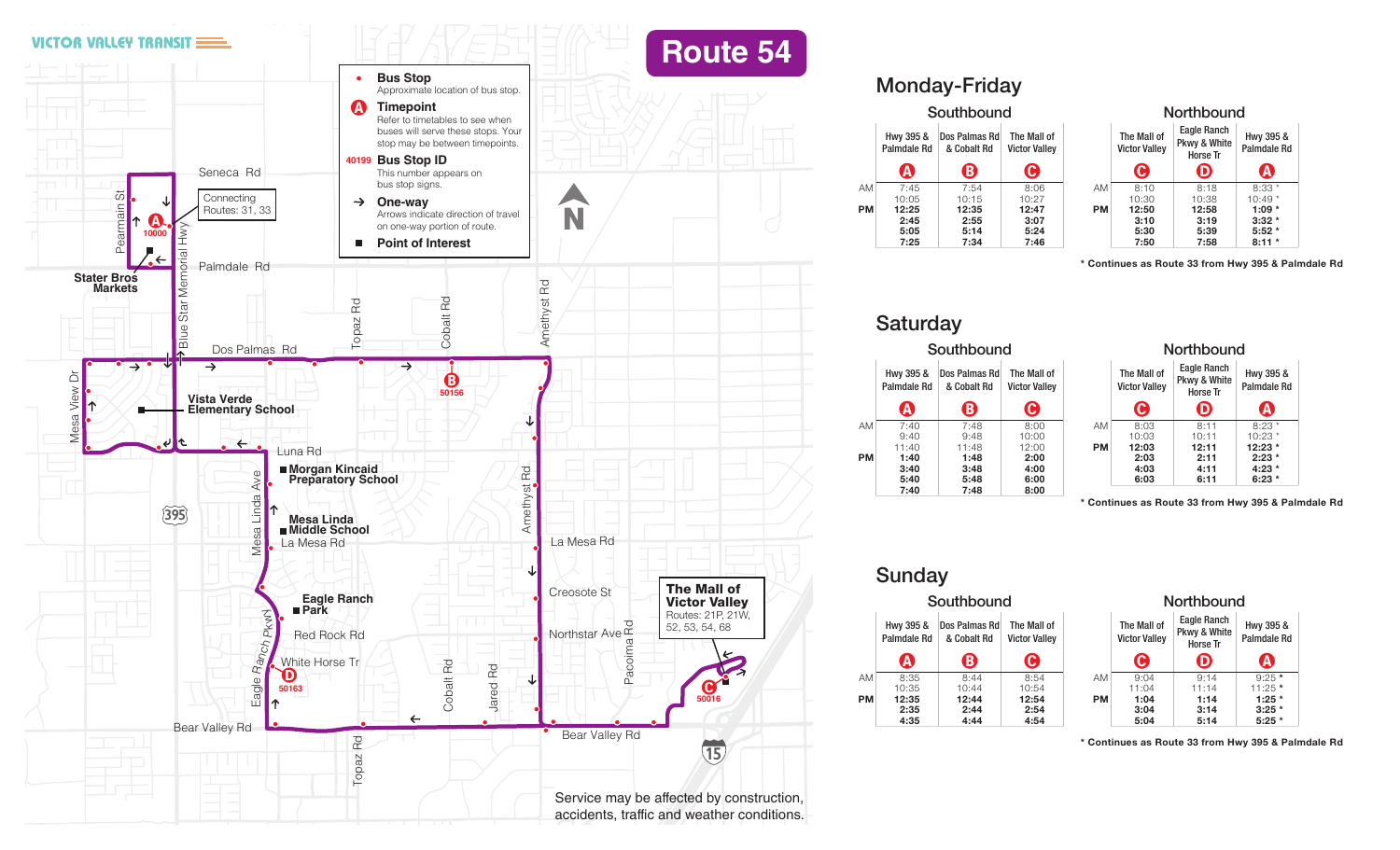VICTOR VALLEY TRANSIT

# Route 54

**Legend**

- Bus Stop — Approximate location of bus stop.
- **A** Timepoint — Refer to timetables to see when buses will serve these stops. Your stop may be between timepoints.
- 40199 Bus Stop ID — This number appears on bus stop signs.
- → One-way — Arrows indicate direction of travel on one-way portion of route.
- ■ Point of Interest

Seneca Rd
Connecting Routes: 31, 33
Pearmain St
A 10000
Stater Bros Markets
Palmdale Rd
Blue Star Memorial Hwy
Topaz Rd
Cobalt Rd
Amethyst Rd
Dos Palmas Rd
B 50156
Mesa View Dr
Vista Verde Elementary School
Luna Rd
Morgan Kincaid Preparatory School
395
Mesa Linda Ave
Mesa Linda Middle School
La Mesa Rd
Eagle Ranch Park
Red Rock Rd
White Horse Tr
Eagle Ranch Pkwy
D 50163
Bear Valley Rd
Creosote St
Northstar Ave
Pacoima Rd
Jared Rd
The Mall of Victor Valley — Routes: 21P, 21W, 52, 53, 54, 68
C 50016
15
N

Service may be affected by construction, accidents, traffic and weather conditions.

## Monday-Friday

### Southbound

| | Hwy 395 & Palmdale Rd (A) | Dos Palmas Rd & Cobalt Rd (B) | The Mall of Victor Valley (C) |
|---|---|---|---|
| AM | 7:45 | 7:54 | 8:06 |
| | 10:05 | 10:15 | 10:27 |
| PM | **12:25** | **12:35** | **12:47** |
| | **2:45** | **2:55** | **3:07** |
| | **5:05** | **5:14** | **5:24** |
| | **7:25** | **7:34** | **7:46** |

### Northbound

| | The Mall of Victor Valley (C) | Eagle Ranch Pkwy & White Horse Tr (D) | Hwy 395 & Palmdale Rd (A) |
|---|---|---|---|
| AM | 8:10 | 8:18 | 8:33 * |
| | 10:30 | 10:38 | 10:49 * |
| PM | **12:50** | **12:58** | **1:09 *** |
| | **3:10** | **3:19** | **3:32 *** |
| | **5:30** | **5:39** | **5:52 *** |
| | **7:50** | **7:58** | **8:11 *** |

* Continues as Route 33 from Hwy 395 & Palmdale Rd

## Saturday

### Southbound

| | Hwy 395 & Palmdale Rd (A) | Dos Palmas Rd & Cobalt Rd (B) | The Mall of Victor Valley (C) |
|---|---|---|---|
| AM | 7:40 | 7:48 | 8:00 |
| | 9:40 | 9:48 | 10:00 |
| | 11:40 | 11:48 | 12:00 |
| PM | **1:40** | **1:48** | **2:00** |
| | **3:40** | **3:48** | **4:00** |
| | **5:40** | **5:48** | **6:00** |
| | **7:40** | **7:48** | **8:00** |

### Northbound

| | The Mall of Victor Valley (C) | Eagle Ranch Pkwy & White Horse Tr (D) | Hwy 395 & Palmdale Rd (A) |
|---|---|---|---|
| AM | 8:03 | 8:11 | 8:23 * |
| | 10:03 | 10:11 | 10:23 * |
| PM | **12:03** | **12:11** | **12:23 *** |
| | **2:03** | **2:11** | **2:23 *** |
| | **4:03** | **4:11** | **4:23 *** |
| | **6:03** | **6:11** | **6:23 *** |

* Continues as Route 33 from Hwy 395 & Palmdale Rd

## Sunday

### Southbound

| | Hwy 395 & Palmdale Rd (A) | Dos Palmas Rd & Cobalt Rd (B) | The Mall of Victor Valley (C) |
|---|---|---|---|
| AM | 8:35 | 8:44 | 8:54 |
| | 10:35 | 10:44 | 10:54 |
| PM | **12:35** | **12:44** | **12:54** |
| | **2:35** | **2:44** | **2:54** |
| | **4:35** | **4:44** | **4:54** |

### Northbound

| | The Mall of Victor Valley (C) | Eagle Ranch Pkwy & White Horse Tr (D) | Hwy 395 & Palmdale Rd (A) |
|---|---|---|---|
| AM | 9:04 | 9:14 | 9:25 * |
| | 11:04 | 11:14 | 11:25 * |
| PM | **1:04** | **1:14** | **1:25 *** |
| | **3:04** | **3:14** | **3:25 *** |
| | **5:04** | **5:14** | **5:25 *** |

* Continues as Route 33 from Hwy 395 & Palmdale Rd